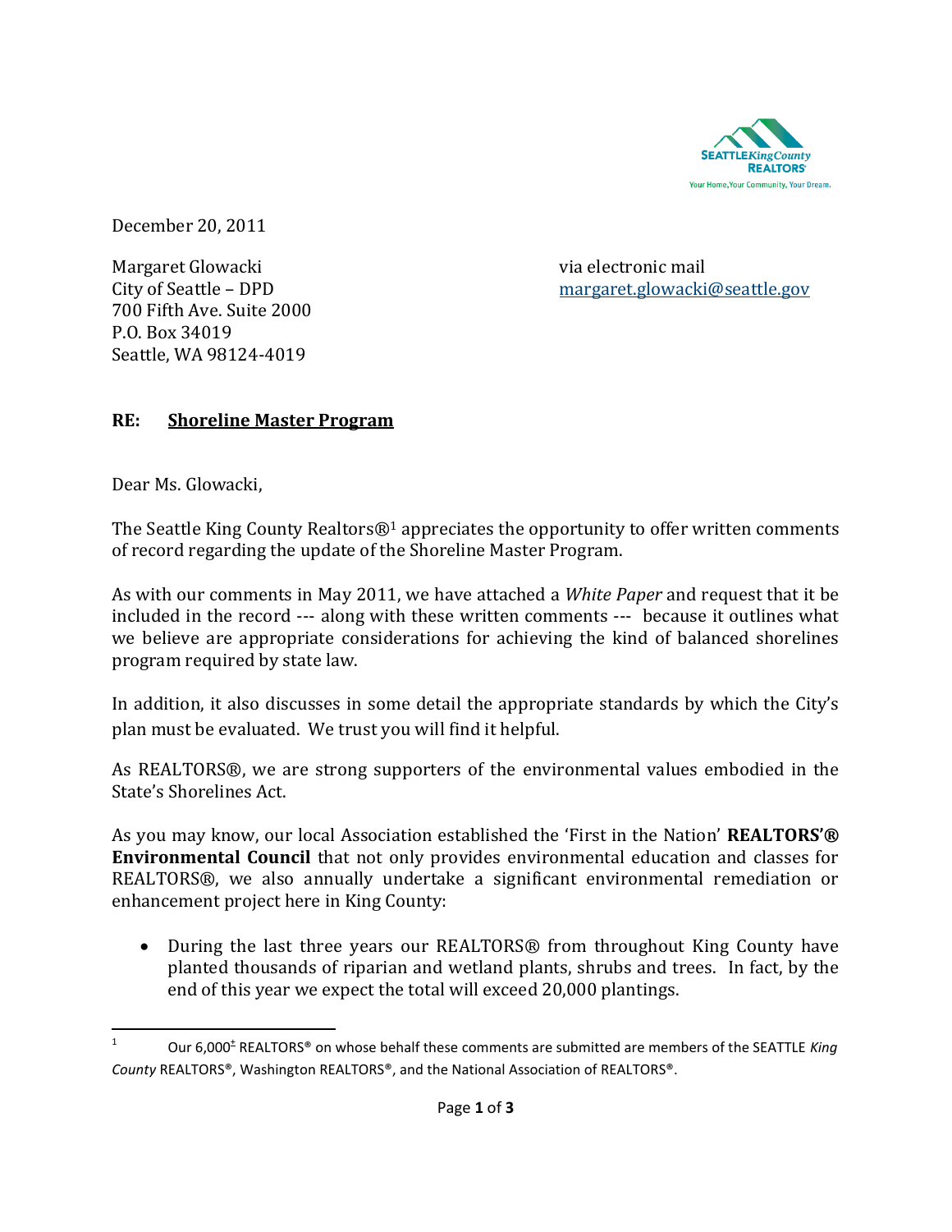SEATTLE*KingCounty* REALTORS®
Your Home, Your Community, Your Dream.

December 20, 2011

Margaret Glowacki
City of Seattle – DPD
700 Fifth Ave. Suite 2000
P.O. Box 34019
Seattle, WA 98124-4019

via electronic mail
margaret.glowacki@seattle.gov

**RE: Shoreline Master Program**

Dear Ms. Glowacki,

The Seattle King County Realtors®[1] appreciates the opportunity to offer written comments of record regarding the update of the Shoreline Master Program.

As with our comments in May 2011, we have attached a *White Paper* and request that it be included in the record --- along with these written comments --- because it outlines what we believe are appropriate considerations for achieving the kind of balanced shorelines program required by state law.

In addition, it also discusses in some detail the appropriate standards by which the City's plan must be evaluated. We trust you will find it helpful.

As REALTORS®, we are strong supporters of the environmental values embodied in the State's Shorelines Act.

As you may know, our local Association established the 'First in the Nation' **REALTORS'® Environmental Council** that not only provides environmental education and classes for REALTORS®, we also annually undertake a significant environmental remediation or enhancement project here in King County:

- During the last three years our REALTORS® from throughout King County have planted thousands of riparian and wetland plants, shrubs and trees. In fact, by the end of this year we expect the total will exceed 20,000 plantings.

---

[1] Our 6,000± REALTORS® on whose behalf these comments are submitted are members of the SEATTLE *King County* REALTORS®, Washington REALTORS®, and the National Association of REALTORS®.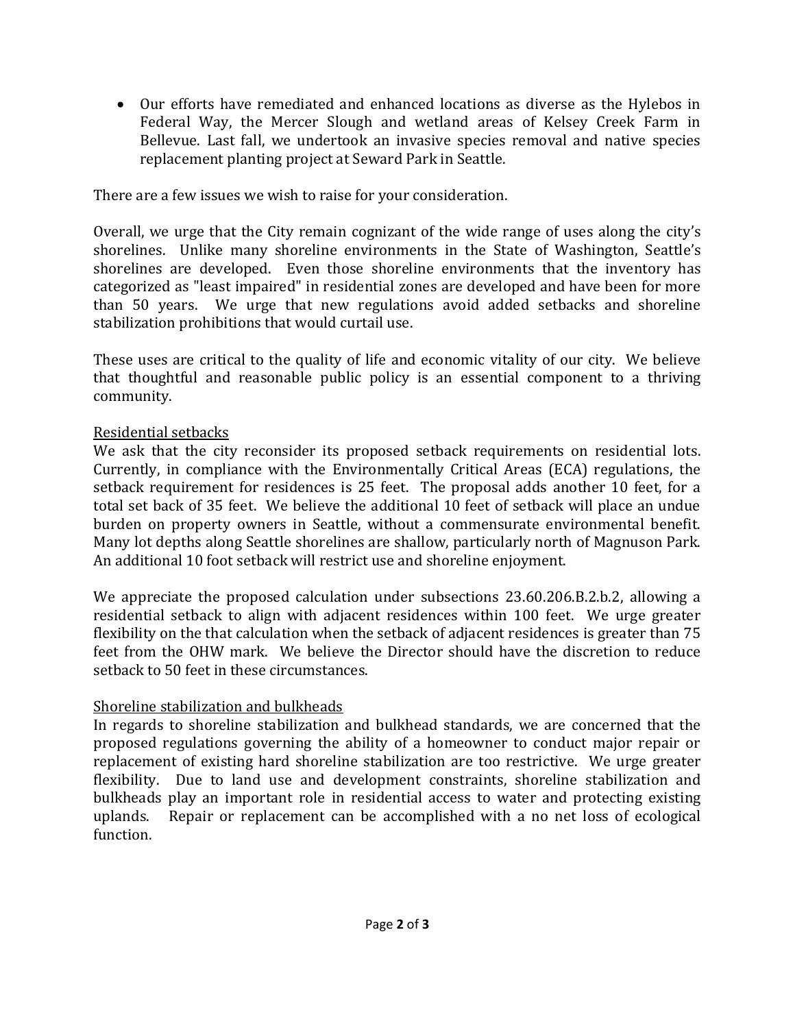- Our efforts have remediated and enhanced locations as diverse as the Hylebos in Federal Way, the Mercer Slough and wetland areas of Kelsey Creek Farm in Bellevue. Last fall, we undertook an invasive species removal and native species replacement planting project at Seward Park in Seattle.

There are a few issues we wish to raise for your consideration.

Overall, we urge that the City remain cognizant of the wide range of uses along the city's shorelines. Unlike many shoreline environments in the State of Washington, Seattle's shorelines are developed. Even those shoreline environments that the inventory has categorized as "least impaired" in residential zones are developed and have been for more than 50 years. We urge that new regulations avoid added setbacks and shoreline stabilization prohibitions that would curtail use.

These uses are critical to the quality of life and economic vitality of our city. We believe that thoughtful and reasonable public policy is an essential component to a thriving community.

<u>Residential setbacks</u>

We ask that the city reconsider its proposed setback requirements on residential lots. Currently, in compliance with the Environmentally Critical Areas (ECA) regulations, the setback requirement for residences is 25 feet. The proposal adds another 10 feet, for a total set back of 35 feet. We believe the additional 10 feet of setback will place an undue burden on property owners in Seattle, without a commensurate environmental benefit. Many lot depths along Seattle shorelines are shallow, particularly north of Magnuson Park. An additional 10 foot setback will restrict use and shoreline enjoyment.

We appreciate the proposed calculation under subsections 23.60.206.B.2.b.2, allowing a residential setback to align with adjacent residences within 100 feet. We urge greater flexibility on the that calculation when the setback of adjacent residences is greater than 75 feet from the OHW mark. We believe the Director should have the discretion to reduce setback to 50 feet in these circumstances.

<u>Shoreline stabilization and bulkheads</u>

In regards to shoreline stabilization and bulkhead standards, we are concerned that the proposed regulations governing the ability of a homeowner to conduct major repair or replacement of existing hard shoreline stabilization are too restrictive. We urge greater flexibility. Due to land use and development constraints, shoreline stabilization and bulkheads play an important role in residential access to water and protecting existing uplands. Repair or replacement can be accomplished with a no net loss of ecological function.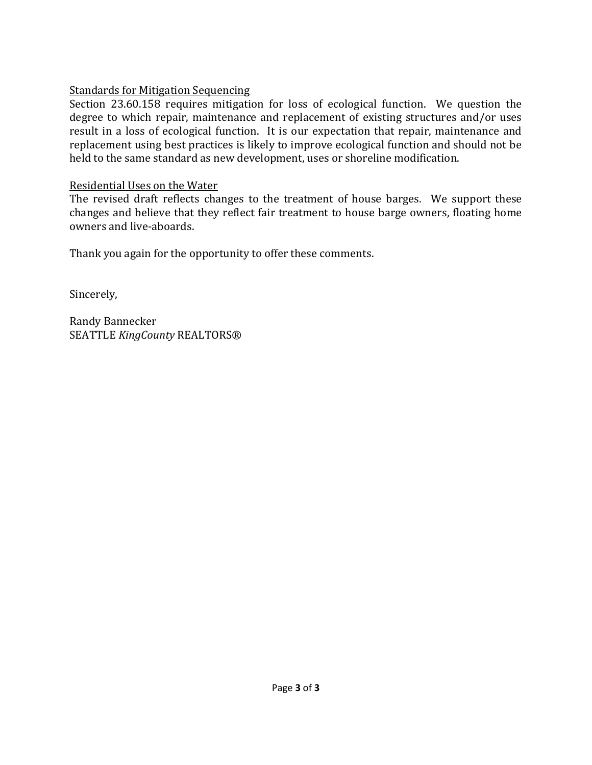<u>Standards for Mitigation Sequencing</u>

Section 23.60.158 requires mitigation for loss of ecological function. We question the degree to which repair, maintenance and replacement of existing structures and/or uses result in a loss of ecological function. It is our expectation that repair, maintenance and replacement using best practices is likely to improve ecological function and should not be held to the same standard as new development, uses or shoreline modification.

<u>Residential Uses on the Water</u>

The revised draft reflects changes to the treatment of house barges. We support these changes and believe that they reflect fair treatment to house barge owners, floating home owners and live-aboards.

Thank you again for the opportunity to offer these comments.

Sincerely,

Randy Bannecker
SEATTLE *KingCounty* REALTORS®